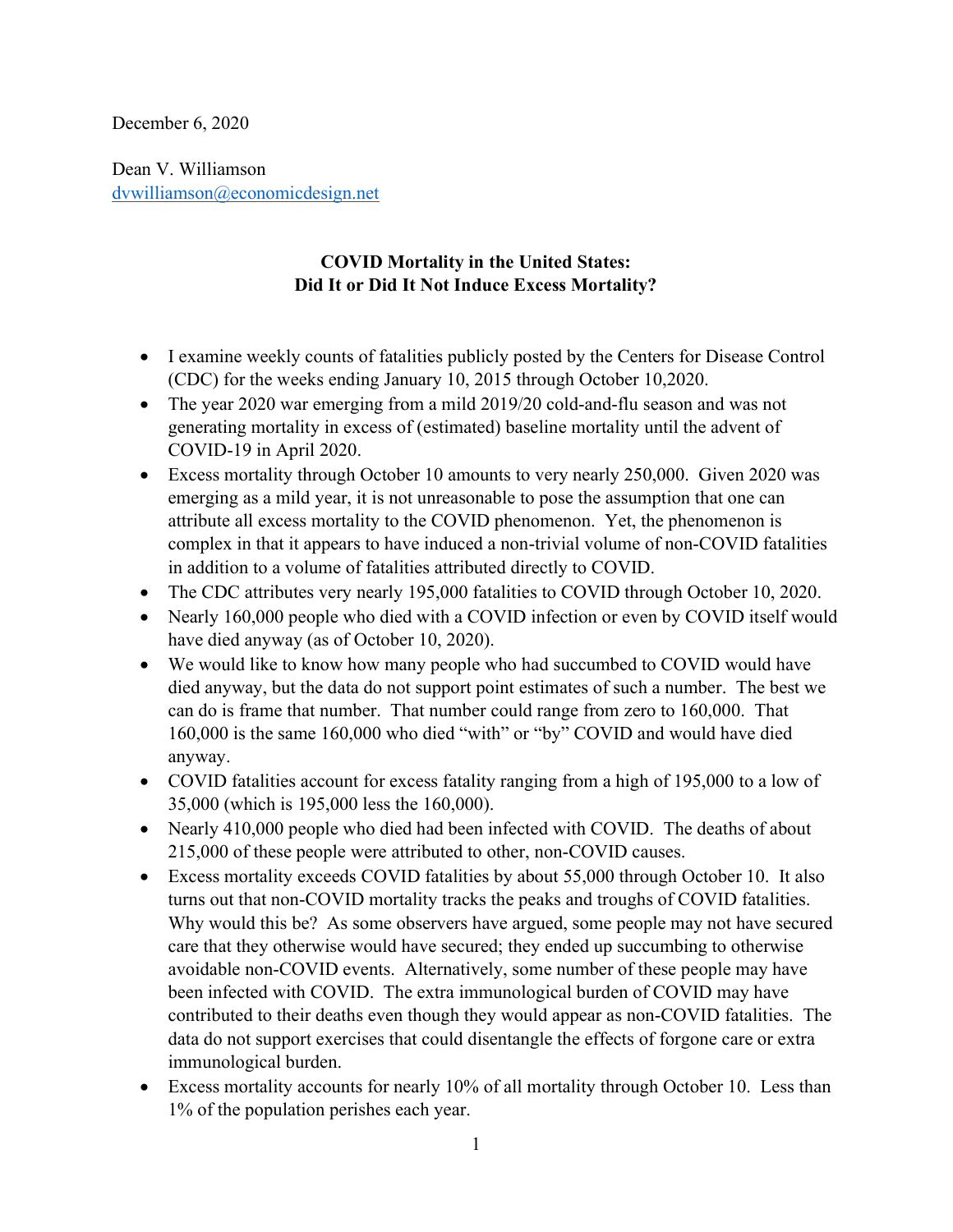December 6, 2020

Dean V. Williamson
dvwilliamson@economicdesign.net

## COVID Mortality in the United States: Did It or Did It Not Induce Excess Mortality?

- I examine weekly counts of fatalities publicly posted by the Centers for Disease Control (CDC) for the weeks ending January 10, 2015 through October 10,2020.
- The year 2020 war emerging from a mild 2019/20 cold-and-flu season and was not generating mortality in excess of (estimated) baseline mortality until the advent of COVID-19 in April 2020.
- Excess mortality through October 10 amounts to very nearly 250,000. Given 2020 was emerging as a mild year, it is not unreasonable to pose the assumption that one can attribute all excess mortality to the COVID phenomenon. Yet, the phenomenon is complex in that it appears to have induced a non-trivial volume of non-COVID fatalities in addition to a volume of fatalities attributed directly to COVID.
- The CDC attributes very nearly 195,000 fatalities to COVID through October 10, 2020.
- Nearly 160,000 people who died with a COVID infection or even by COVID itself would have died anyway (as of October 10, 2020).
- We would like to know how many people who had succumbed to COVID would have died anyway, but the data do not support point estimates of such a number. The best we can do is frame that number. That number could range from zero to 160,000. That 160,000 is the same 160,000 who died "with" or "by" COVID and would have died anyway.
- COVID fatalities account for excess fatality ranging from a high of 195,000 to a low of 35,000 (which is 195,000 less the 160,000).
- Nearly 410,000 people who died had been infected with COVID. The deaths of about 215,000 of these people were attributed to other, non-COVID causes.
- Excess mortality exceeds COVID fatalities by about 55,000 through October 10. It also turns out that non-COVID mortality tracks the peaks and troughs of COVID fatalities. Why would this be? As some observers have argued, some people may not have secured care that they otherwise would have secured; they ended up succumbing to otherwise avoidable non-COVID events. Alternatively, some number of these people may have been infected with COVID. The extra immunological burden of COVID may have contributed to their deaths even though they would appear as non-COVID fatalities. The data do not support exercises that could disentangle the effects of forgone care or extra immunological burden.
- Excess mortality accounts for nearly 10% of all mortality through October 10. Less than 1% of the population perishes each year.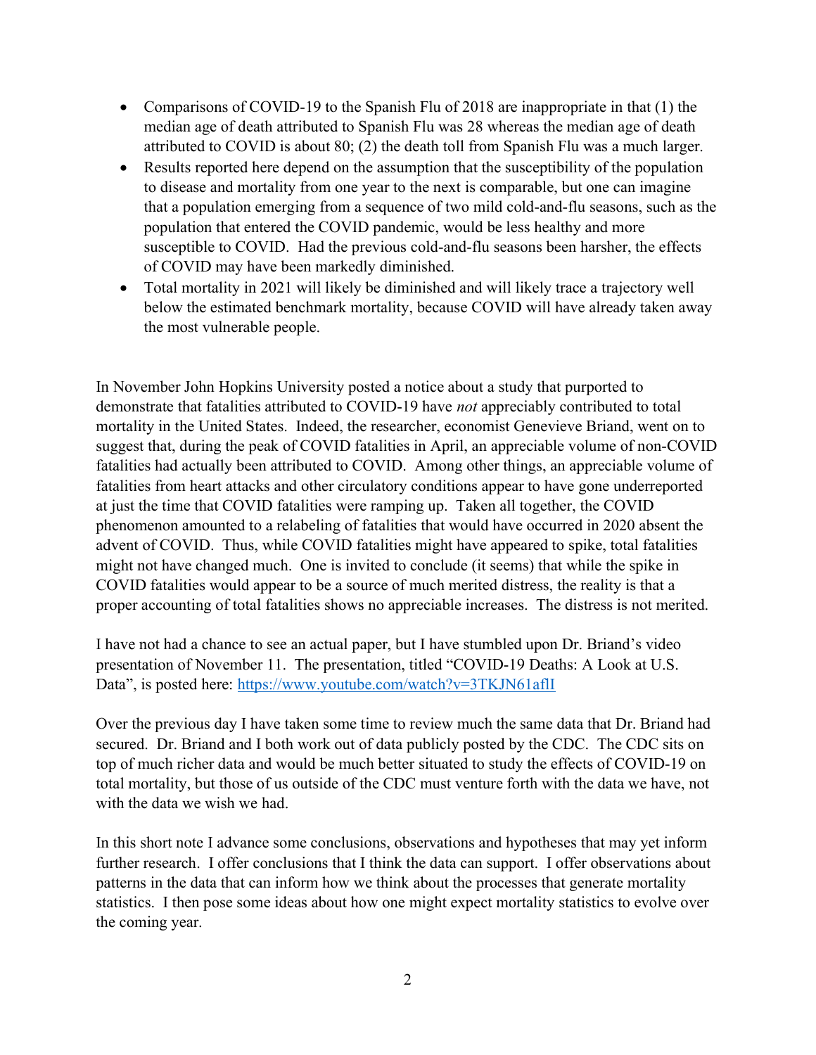- Comparisons of COVID-19 to the Spanish Flu of 2018 are inappropriate in that (1) the median age of death attributed to Spanish Flu was 28 whereas the median age of death attributed to COVID is about 80; (2) the death toll from Spanish Flu was a much larger.
- Results reported here depend on the assumption that the susceptibility of the population to disease and mortality from one year to the next is comparable, but one can imagine that a population emerging from a sequence of two mild cold-and-flu seasons, such as the population that entered the COVID pandemic, would be less healthy and more susceptible to COVID. Had the previous cold-and-flu seasons been harsher, the effects of COVID may have been markedly diminished.
- Total mortality in 2021 will likely be diminished and will likely trace a trajectory well below the estimated benchmark mortality, because COVID will have already taken away the most vulnerable people.

In November John Hopkins University posted a notice about a study that purported to demonstrate that fatalities attributed to COVID-19 have *not* appreciably contributed to total mortality in the United States. Indeed, the researcher, economist Genevieve Briand, went on to suggest that, during the peak of COVID fatalities in April, an appreciable volume of non-COVID fatalities had actually been attributed to COVID. Among other things, an appreciable volume of fatalities from heart attacks and other circulatory conditions appear to have gone underreported at just the time that COVID fatalities were ramping up. Taken all together, the COVID phenomenon amounted to a relabeling of fatalities that would have occurred in 2020 absent the advent of COVID. Thus, while COVID fatalities might have appeared to spike, total fatalities might not have changed much. One is invited to conclude (it seems) that while the spike in COVID fatalities would appear to be a source of much merited distress, the reality is that a proper accounting of total fatalities shows no appreciable increases. The distress is not merited.

I have not had a chance to see an actual paper, but I have stumbled upon Dr. Briand's video presentation of November 11. The presentation, titled "COVID-19 Deaths: A Look at U.S. Data", is posted here: https://www.youtube.com/watch?v=3TKJN61aflI

Over the previous day I have taken some time to review much the same data that Dr. Briand had secured. Dr. Briand and I both work out of data publicly posted by the CDC. The CDC sits on top of much richer data and would be much better situated to study the effects of COVID-19 on total mortality, but those of us outside of the CDC must venture forth with the data we have, not with the data we wish we had.

In this short note I advance some conclusions, observations and hypotheses that may yet inform further research. I offer conclusions that I think the data can support. I offer observations about patterns in the data that can inform how we think about the processes that generate mortality statistics. I then pose some ideas about how one might expect mortality statistics to evolve over the coming year.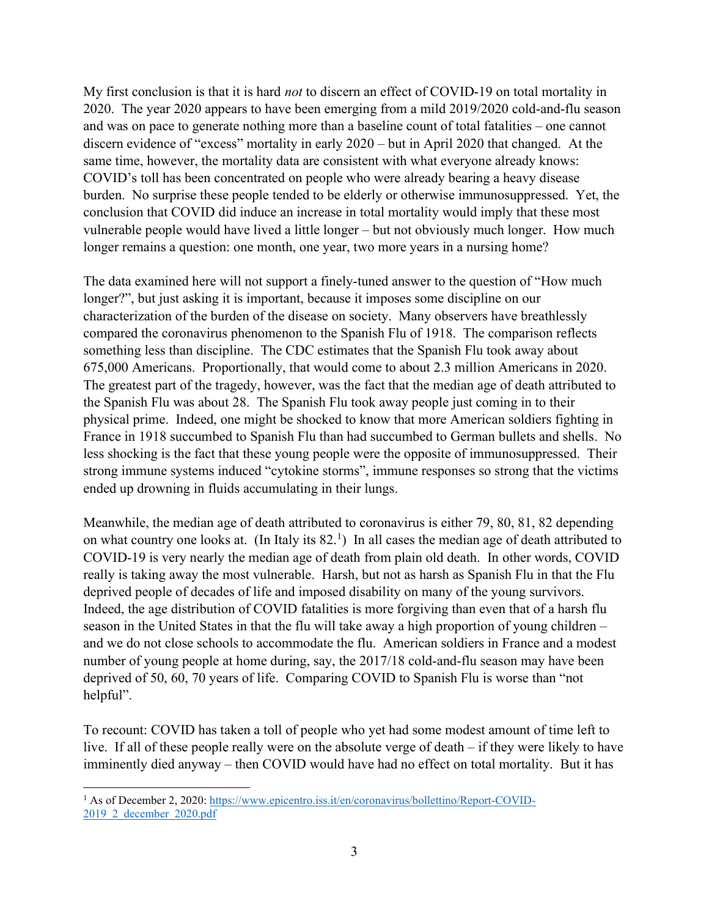My first conclusion is that it is hard *not* to discern an effect of COVID-19 on total mortality in 2020. The year 2020 appears to have been emerging from a mild 2019/2020 cold-and-flu season and was on pace to generate nothing more than a baseline count of total fatalities – one cannot discern evidence of "excess" mortality in early 2020 – but in April 2020 that changed. At the same time, however, the mortality data are consistent with what everyone already knows: COVID's toll has been concentrated on people who were already bearing a heavy disease burden. No surprise these people tended to be elderly or otherwise immunosuppressed. Yet, the conclusion that COVID did induce an increase in total mortality would imply that these most vulnerable people would have lived a little longer – but not obviously much longer. How much longer remains a question: one month, one year, two more years in a nursing home?

The data examined here will not support a finely-tuned answer to the question of "How much longer?", but just asking it is important, because it imposes some discipline on our characterization of the burden of the disease on society. Many observers have breathlessly compared the coronavirus phenomenon to the Spanish Flu of 1918. The comparison reflects something less than discipline. The CDC estimates that the Spanish Flu took away about 675,000 Americans. Proportionally, that would come to about 2.3 million Americans in 2020. The greatest part of the tragedy, however, was the fact that the median age of death attributed to the Spanish Flu was about 28. The Spanish Flu took away people just coming in to their physical prime. Indeed, one might be shocked to know that more American soldiers fighting in France in 1918 succumbed to Spanish Flu than had succumbed to German bullets and shells. No less shocking is the fact that these young people were the opposite of immunosuppressed. Their strong immune systems induced "cytokine storms", immune responses so strong that the victims ended up drowning in fluids accumulating in their lungs.

Meanwhile, the median age of death attributed to coronavirus is either 79, 80, 81, 82 depending on what country one looks at. (In Italy its 82.[1]) In all cases the median age of death attributed to COVID-19 is very nearly the median age of death from plain old death. In other words, COVID really is taking away the most vulnerable. Harsh, but not as harsh as Spanish Flu in that the Flu deprived people of decades of life and imposed disability on many of the young survivors. Indeed, the age distribution of COVID fatalities is more forgiving than even that of a harsh flu season in the United States in that the flu will take away a high proportion of young children – and we do not close schools to accommodate the flu. American soldiers in France and a modest number of young people at home during, say, the 2017/18 cold-and-flu season may have been deprived of 50, 60, 70 years of life. Comparing COVID to Spanish Flu is worse than "not helpful".

To recount: COVID has taken a toll of people who yet had some modest amount of time left to live. If all of these people really were on the absolute verge of death – if they were likely to have imminently died anyway – then COVID would have had no effect on total mortality. But it has

[1] As of December 2, 2020: https://www.epicentro.iss.it/en/coronavirus/bollettino/Report-COVID-2019_2_december_2020.pdf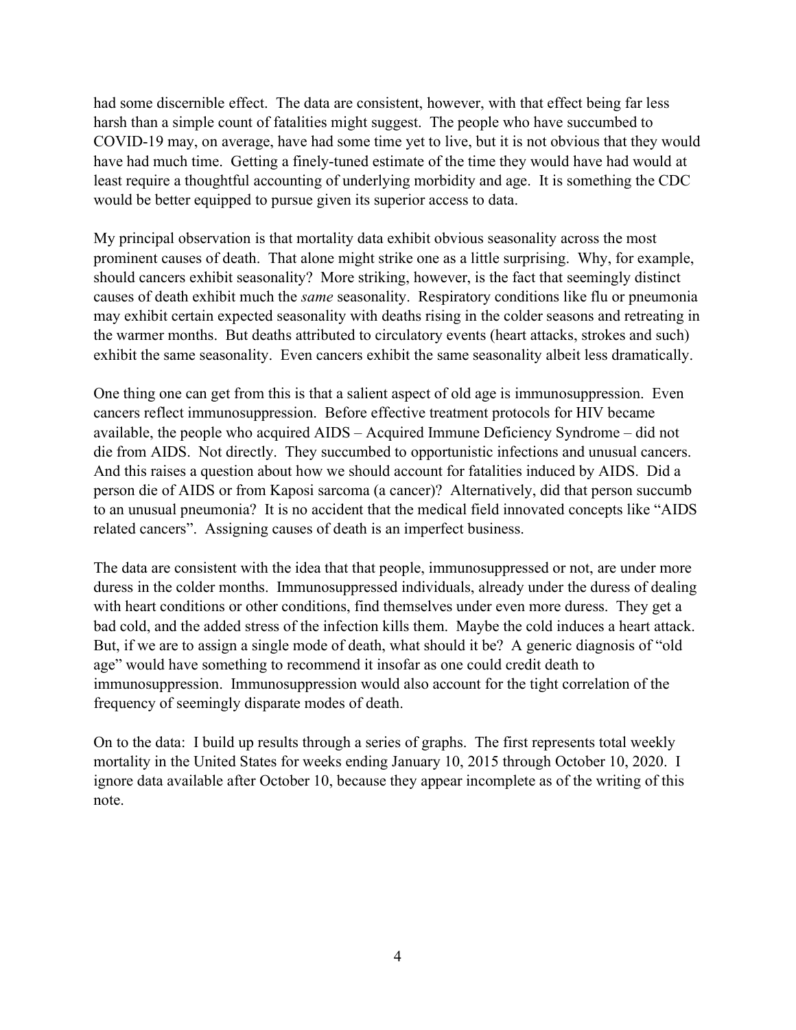had some discernible effect. The data are consistent, however, with that effect being far less harsh than a simple count of fatalities might suggest. The people who have succumbed to COVID-19 may, on average, have had some time yet to live, but it is not obvious that they would have had much time. Getting a finely-tuned estimate of the time they would have had would at least require a thoughtful accounting of underlying morbidity and age. It is something the CDC would be better equipped to pursue given its superior access to data.

My principal observation is that mortality data exhibit obvious seasonality across the most prominent causes of death. That alone might strike one as a little surprising. Why, for example, should cancers exhibit seasonality? More striking, however, is the fact that seemingly distinct causes of death exhibit much the *same* seasonality. Respiratory conditions like flu or pneumonia may exhibit certain expected seasonality with deaths rising in the colder seasons and retreating in the warmer months. But deaths attributed to circulatory events (heart attacks, strokes and such) exhibit the same seasonality. Even cancers exhibit the same seasonality albeit less dramatically.

One thing one can get from this is that a salient aspect of old age is immunosuppression. Even cancers reflect immunosuppression. Before effective treatment protocols for HIV became available, the people who acquired AIDS – Acquired Immune Deficiency Syndrome – did not die from AIDS. Not directly. They succumbed to opportunistic infections and unusual cancers. And this raises a question about how we should account for fatalities induced by AIDS. Did a person die of AIDS or from Kaposi sarcoma (a cancer)? Alternatively, did that person succumb to an unusual pneumonia? It is no accident that the medical field innovated concepts like "AIDS related cancers". Assigning causes of death is an imperfect business.

The data are consistent with the idea that that people, immunosuppressed or not, are under more duress in the colder months. Immunosuppressed individuals, already under the duress of dealing with heart conditions or other conditions, find themselves under even more duress. They get a bad cold, and the added stress of the infection kills them. Maybe the cold induces a heart attack. But, if we are to assign a single mode of death, what should it be? A generic diagnosis of "old age" would have something to recommend it insofar as one could credit death to immunosuppression. Immunosuppression would also account for the tight correlation of the frequency of seemingly disparate modes of death.

On to the data: I build up results through a series of graphs. The first represents total weekly mortality in the United States for weeks ending January 10, 2015 through October 10, 2020. I ignore data available after October 10, because they appear incomplete as of the writing of this note.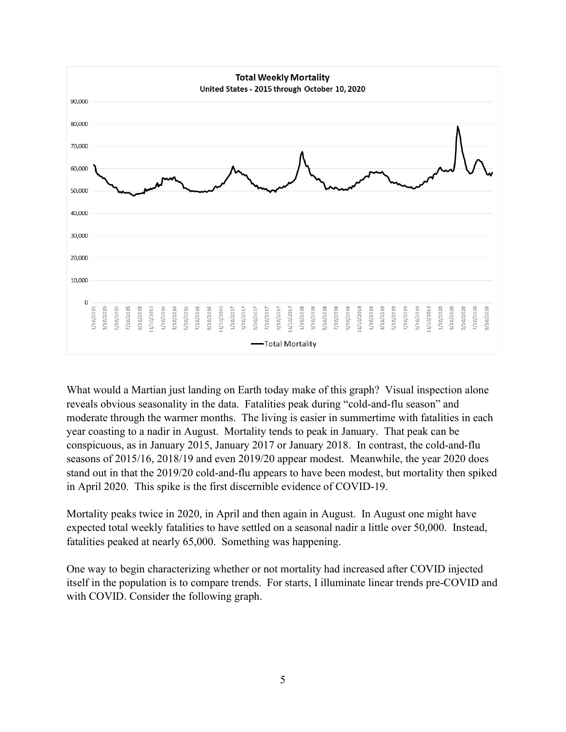**Total Weekly Mortality**

**United States - 2015 through October 10, 2020**

What would a Martian just landing on Earth today make of this graph? Visual inspection alone reveals obvious seasonality in the data. Fatalities peak during "cold-and-flu season" and moderate through the warmer months. The living is easier in summertime with fatalities in each year coasting to a nadir in August. Mortality tends to peak in January. That peak can be conspicuous, as in January 2015, January 2017 or January 2018. In contrast, the cold-and-flu seasons of 2015/16, 2018/19 and even 2019/20 appear modest. Meanwhile, the year 2020 does stand out in that the 2019/20 cold-and-flu appears to have been modest, but mortality then spiked in April 2020. This spike is the first discernible evidence of COVID-19.

Mortality peaks twice in 2020, in April and then again in August. In August one might have expected total weekly fatalities to have settled on a seasonal nadir a little over 50,000. Instead, fatalities peaked at nearly 65,000. Something was happening.

One way to begin characterizing whether or not mortality had increased after COVID injected itself in the population is to compare trends. For starts, I illuminate linear trends pre-COVID and with COVID. Consider the following graph.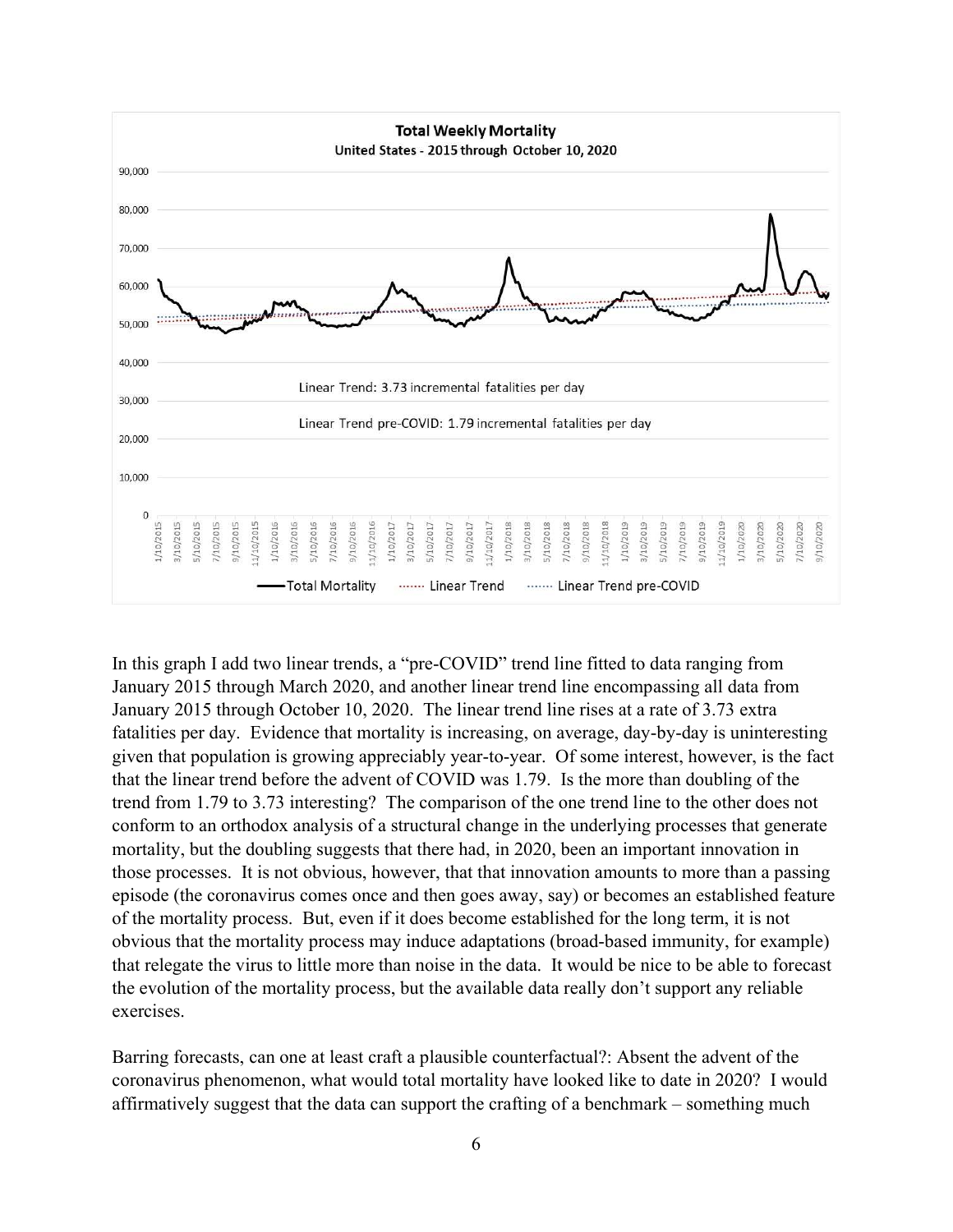In this graph I add two linear trends, a "pre-COVID" trend line fitted to data ranging from January 2015 through March 2020, and another linear trend line encompassing all data from January 2015 through October 10, 2020. The linear trend line rises at a rate of 3.73 extra fatalities per day. Evidence that mortality is increasing, on average, day-by-day is uninteresting given that population is growing appreciably year-to-year. Of some interest, however, is the fact that the linear trend before the advent of COVID was 1.79. Is the more than doubling of the trend from 1.79 to 3.73 interesting? The comparison of the one trend line to the other does not conform to an orthodox analysis of a structural change in the underlying processes that generate mortality, but the doubling suggests that there had, in 2020, been an important innovation in those processes. It is not obvious, however, that that innovation amounts to more than a passing episode (the coronavirus comes once and then goes away, say) or becomes an established feature of the mortality process. But, even if it does become established for the long term, it is not obvious that the mortality process may induce adaptations (broad-based immunity, for example) that relegate the virus to little more than noise in the data. It would be nice to be able to forecast the evolution of the mortality process, but the available data really don't support any reliable exercises.

Barring forecasts, can one at least craft a plausible counterfactual?: Absent the advent of the coronavirus phenomenon, what would total mortality have looked like to date in 2020? I would affirmatively suggest that the data can support the crafting of a benchmark – something much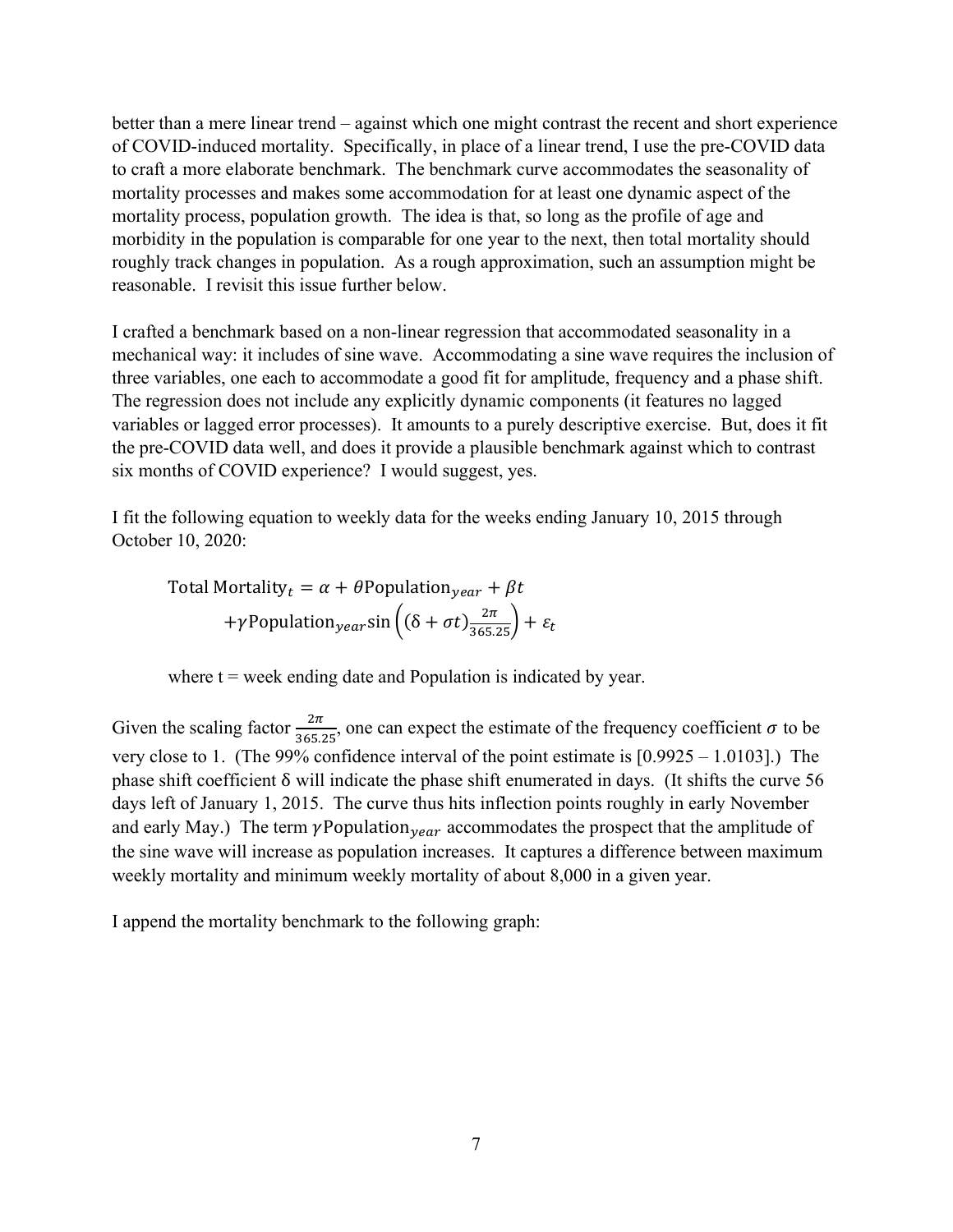better than a mere linear trend – against which one might contrast the recent and short experience of COVID-induced mortality. Specifically, in place of a linear trend, I use the pre-COVID data to craft a more elaborate benchmark. The benchmark curve accommodates the seasonality of mortality processes and makes some accommodation for at least one dynamic aspect of the mortality process, population growth. The idea is that, so long as the profile of age and morbidity in the population is comparable for one year to the next, then total mortality should roughly track changes in population. As a rough approximation, such an assumption might be reasonable. I revisit this issue further below.

I crafted a benchmark based on a non-linear regression that accommodated seasonality in a mechanical way: it includes of sine wave. Accommodating a sine wave requires the inclusion of three variables, one each to accommodate a good fit for amplitude, frequency and a phase shift. The regression does not include any explicitly dynamic components (it features no lagged variables or lagged error processes). It amounts to a purely descriptive exercise. But, does it fit the pre-COVID data well, and does it provide a plausible benchmark against which to contrast six months of COVID experience? I would suggest, yes.

I fit the following equation to weekly data for the weeks ending January 10, 2015 through October 10, 2020:

$$\text{Total Mortality}_t = \alpha + \theta \text{Population}_{year} + \beta t + \gamma \text{Population}_{year} \sin\left((\delta + \sigma t)\tfrac{2\pi}{365.25}\right) + \varepsilon_t$$

where t = week ending date and Population is indicated by year.

Given the scaling factor $\frac{2\pi}{365.25}$, one can expect the estimate of the frequency coefficient $\sigma$ to be very close to 1. (The 99% confidence interval of the point estimate is [0.9925 – 1.0103].) The phase shift coefficient $\delta$ will indicate the phase shift enumerated in days. (It shifts the curve 56 days left of January 1, 2015. The curve thus hits inflection points roughly in early November and early May.) The term $\gamma \text{Population}_{year}$ accommodates the prospect that the amplitude of the sine wave will increase as population increases. It captures a difference between maximum weekly mortality and minimum weekly mortality of about 8,000 in a given year.

I append the mortality benchmark to the following graph: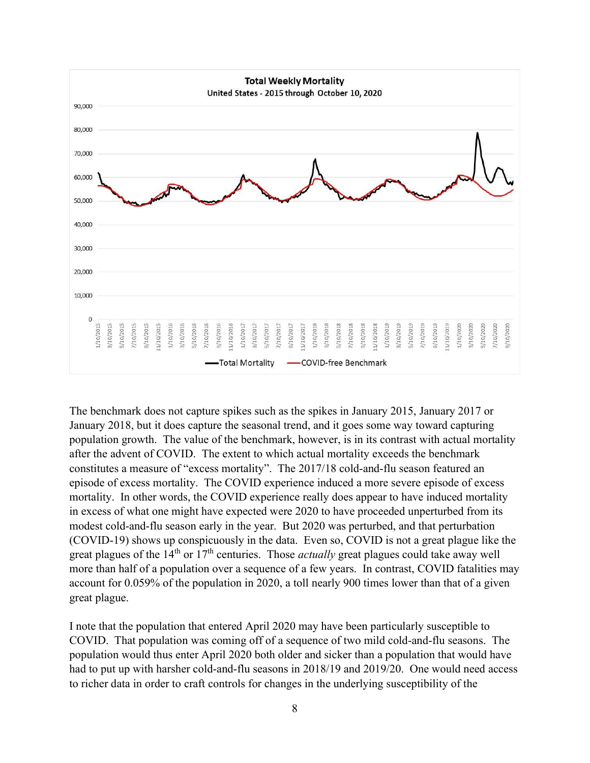**Total Weekly Mortality**
United States - 2015 through October 10, 2020

The benchmark does not capture spikes such as the spikes in January 2015, January 2017 or January 2018, but it does capture the seasonal trend, and it goes some way toward capturing population growth. The value of the benchmark, however, is in its contrast with actual mortality after the advent of COVID. The extent to which actual mortality exceeds the benchmark constitutes a measure of "excess mortality". The 2017/18 cold-and-flu season featured an episode of excess mortality. The COVID experience induced a more severe episode of excess mortality. In other words, the COVID experience really does appear to have induced mortality in excess of what one might have expected were 2020 to have proceeded unperturbed from its modest cold-and-flu season early in the year. But 2020 was perturbed, and that perturbation (COVID-19) shows up conspicuously in the data. Even so, COVID is not a great plague like the great plagues of the 14th or 17th centuries. Those *actually* great plagues could take away well more than half of a population over a sequence of a few years. In contrast, COVID fatalities may account for 0.059% of the population in 2020, a toll nearly 900 times lower than that of a given great plague.

I note that the population that entered April 2020 may have been particularly susceptible to COVID. That population was coming off of a sequence of two mild cold-and-flu seasons. The population would thus enter April 2020 both older and sicker than a population that would have had to put up with harsher cold-and-flu seasons in 2018/19 and 2019/20. One would need access to richer data in order to craft controls for changes in the underlying susceptibility of the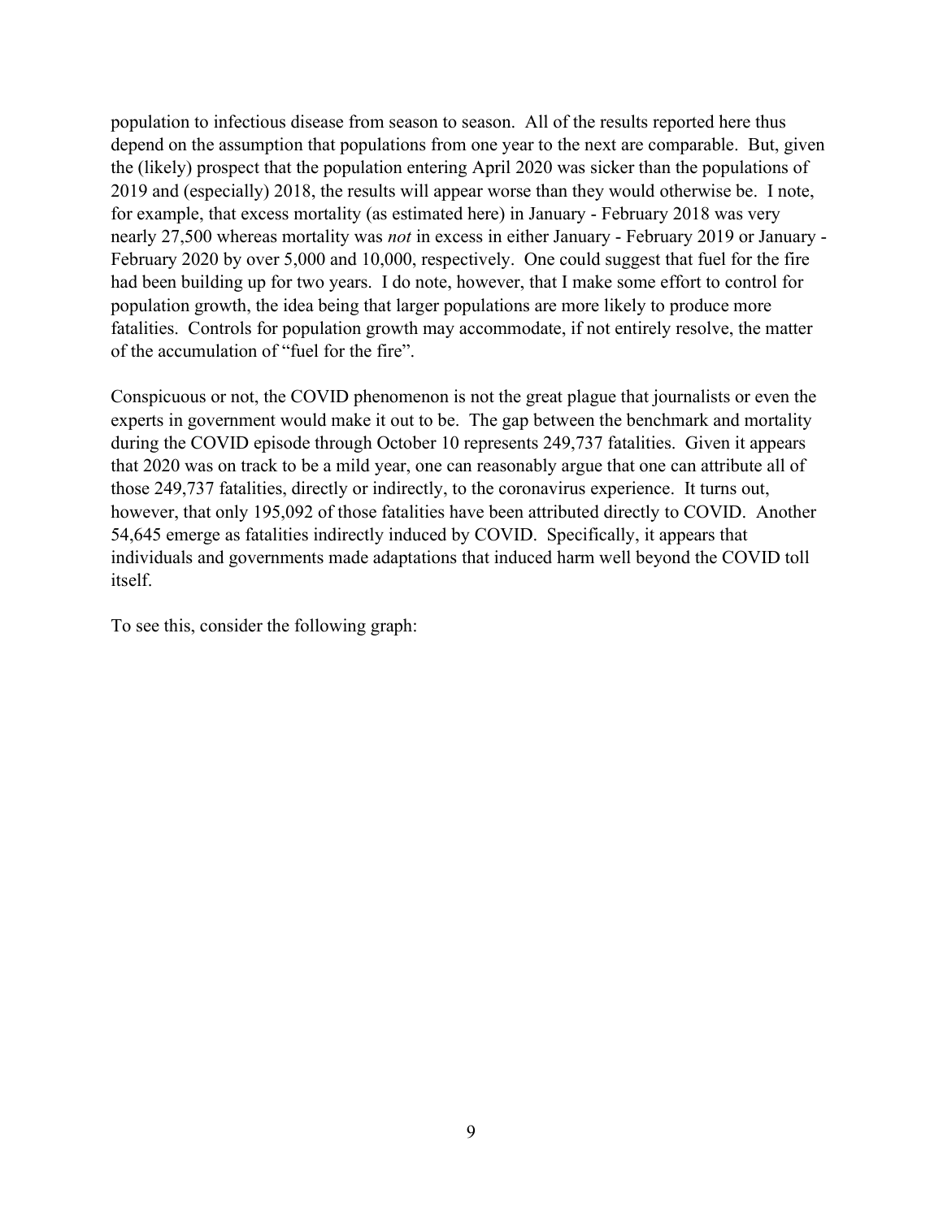population to infectious disease from season to season. All of the results reported here thus depend on the assumption that populations from one year to the next are comparable. But, given the (likely) prospect that the population entering April 2020 was sicker than the populations of 2019 and (especially) 2018, the results will appear worse than they would otherwise be. I note, for example, that excess mortality (as estimated here) in January - February 2018 was very nearly 27,500 whereas mortality was *not* in excess in either January - February 2019 or January - February 2020 by over 5,000 and 10,000, respectively. One could suggest that fuel for the fire had been building up for two years. I do note, however, that I make some effort to control for population growth, the idea being that larger populations are more likely to produce more fatalities. Controls for population growth may accommodate, if not entirely resolve, the matter of the accumulation of "fuel for the fire".

Conspicuous or not, the COVID phenomenon is not the great plague that journalists or even the experts in government would make it out to be. The gap between the benchmark and mortality during the COVID episode through October 10 represents 249,737 fatalities. Given it appears that 2020 was on track to be a mild year, one can reasonably argue that one can attribute all of those 249,737 fatalities, directly or indirectly, to the coronavirus experience. It turns out, however, that only 195,092 of those fatalities have been attributed directly to COVID. Another 54,645 emerge as fatalities indirectly induced by COVID. Specifically, it appears that individuals and governments made adaptations that induced harm well beyond the COVID toll itself.

To see this, consider the following graph: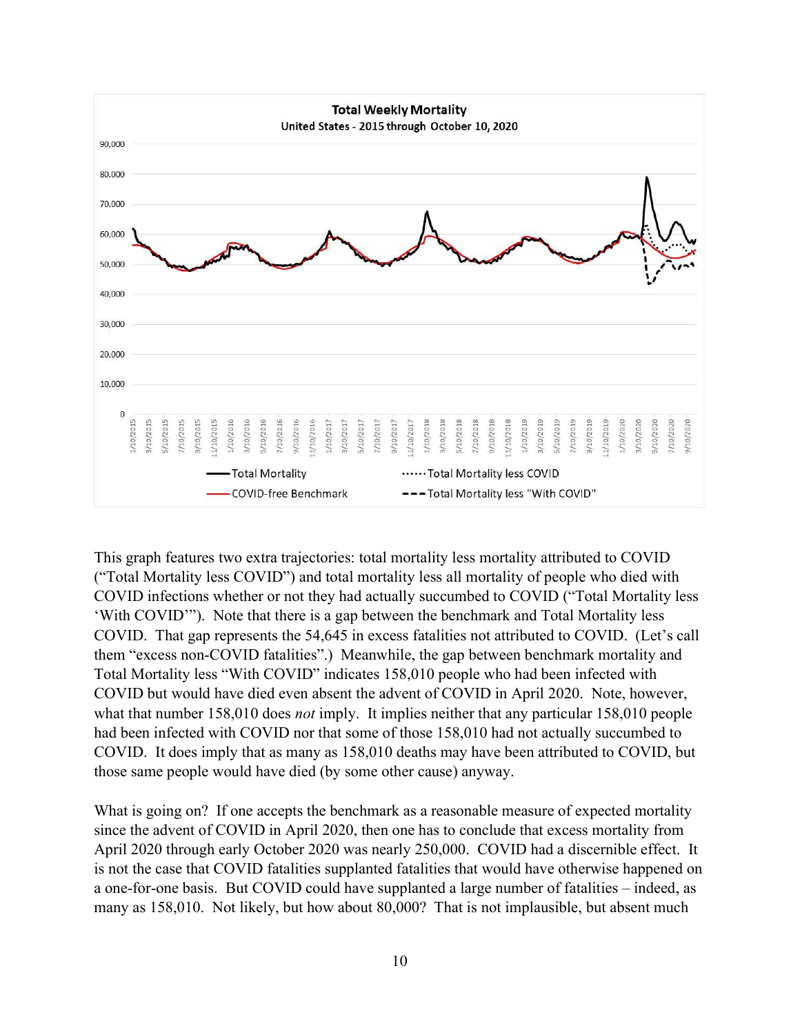This graph features two extra trajectories: total mortality less mortality attributed to COVID ("Total Mortality less COVID") and total mortality less all mortality of people who died with COVID infections whether or not they had actually succumbed to COVID ("Total Mortality less 'With COVID'"). Note that there is a gap between the benchmark and Total Mortality less COVID. That gap represents the 54,645 in excess fatalities not attributed to COVID. (Let's call them "excess non-COVID fatalities".) Meanwhile, the gap between benchmark mortality and Total Mortality less "With COVID" indicates 158,010 people who had been infected with COVID but would have died even absent the advent of COVID in April 2020. Note, however, what that number 158,010 does *not* imply. It implies neither that any particular 158,010 people had been infected with COVID nor that some of those 158,010 had not actually succumbed to COVID. It does imply that as many as 158,010 deaths may have been attributed to COVID, but those same people would have died (by some other cause) anyway.

What is going on? If one accepts the benchmark as a reasonable measure of expected mortality since the advent of COVID in April 2020, then one has to conclude that excess mortality from April 2020 through early October 2020 was nearly 250,000. COVID had a discernible effect. It is not the case that COVID fatalities supplanted fatalities that would have otherwise happened on a one-for-one basis. But COVID could have supplanted a large number of fatalities – indeed, as many as 158,010. Not likely, but how about 80,000? That is not implausible, but absent much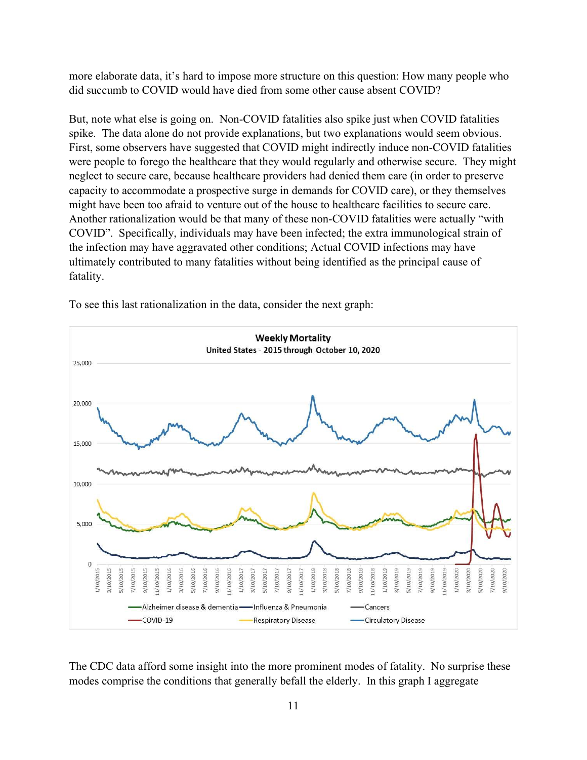more elaborate data, it's hard to impose more structure on this question: How many people who did succumb to COVID would have died from some other cause absent COVID?

But, note what else is going on. Non-COVID fatalities also spike just when COVID fatalities spike. The data alone do not provide explanations, but two explanations would seem obvious. First, some observers have suggested that COVID might indirectly induce non-COVID fatalities were people to forego the healthcare that they would regularly and otherwise secure. They might neglect to secure care, because healthcare providers had denied them care (in order to preserve capacity to accommodate a prospective surge in demands for COVID care), or they themselves might have been too afraid to venture out of the house to healthcare facilities to secure care. Another rationalization would be that many of these non-COVID fatalities were actually "with COVID". Specifically, individuals may have been infected; the extra immunological strain of the infection may have aggravated other conditions; Actual COVID infections may have ultimately contributed to many fatalities without being identified as the principal cause of fatality.

To see this last rationalization in the data, consider the next graph:

The CDC data afford some insight into the more prominent modes of fatality. No surprise these modes comprise the conditions that generally befall the elderly. In this graph I aggregate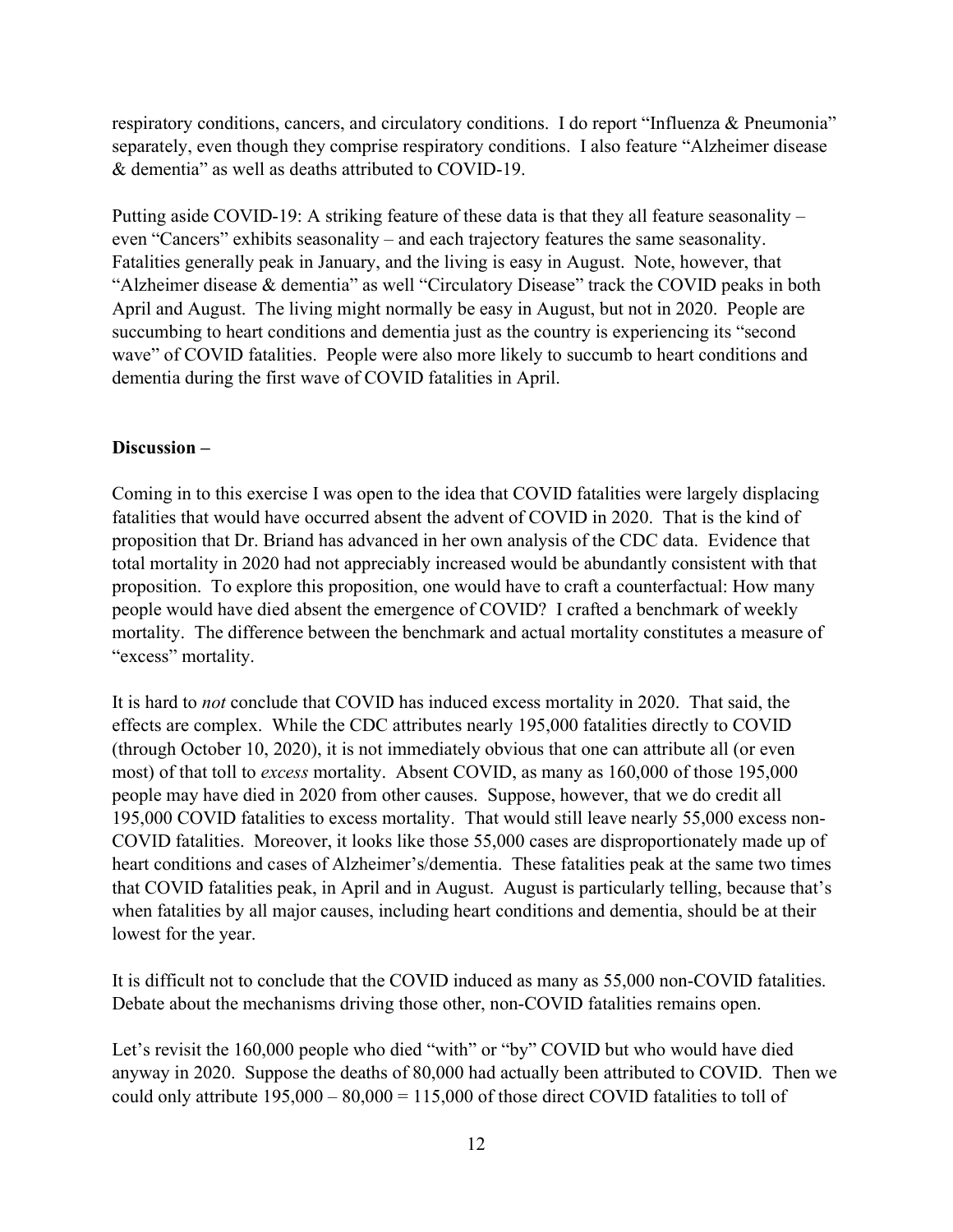respiratory conditions, cancers, and circulatory conditions. I do report "Influenza & Pneumonia" separately, even though they comprise respiratory conditions. I also feature "Alzheimer disease & dementia" as well as deaths attributed to COVID-19.

Putting aside COVID-19: A striking feature of these data is that they all feature seasonality – even "Cancers" exhibits seasonality – and each trajectory features the same seasonality. Fatalities generally peak in January, and the living is easy in August. Note, however, that "Alzheimer disease & dementia" as well "Circulatory Disease" track the COVID peaks in both April and August. The living might normally be easy in August, but not in 2020. People are succumbing to heart conditions and dementia just as the country is experiencing its "second wave" of COVID fatalities. People were also more likely to succumb to heart conditions and dementia during the first wave of COVID fatalities in April.

**Discussion –**

Coming in to this exercise I was open to the idea that COVID fatalities were largely displacing fatalities that would have occurred absent the advent of COVID in 2020. That is the kind of proposition that Dr. Briand has advanced in her own analysis of the CDC data. Evidence that total mortality in 2020 had not appreciably increased would be abundantly consistent with that proposition. To explore this proposition, one would have to craft a counterfactual: How many people would have died absent the emergence of COVID? I crafted a benchmark of weekly mortality. The difference between the benchmark and actual mortality constitutes a measure of "excess" mortality.

It is hard to *not* conclude that COVID has induced excess mortality in 2020. That said, the effects are complex. While the CDC attributes nearly 195,000 fatalities directly to COVID (through October 10, 2020), it is not immediately obvious that one can attribute all (or even most) of that toll to *excess* mortality. Absent COVID, as many as 160,000 of those 195,000 people may have died in 2020 from other causes. Suppose, however, that we do credit all 195,000 COVID fatalities to excess mortality. That would still leave nearly 55,000 excess non-COVID fatalities. Moreover, it looks like those 55,000 cases are disproportionately made up of heart conditions and cases of Alzheimer's/dementia. These fatalities peak at the same two times that COVID fatalities peak, in April and in August. August is particularly telling, because that's when fatalities by all major causes, including heart conditions and dementia, should be at their lowest for the year.

It is difficult not to conclude that the COVID induced as many as 55,000 non-COVID fatalities. Debate about the mechanisms driving those other, non-COVID fatalities remains open.

Let's revisit the 160,000 people who died "with" or "by" COVID but who would have died anyway in 2020. Suppose the deaths of 80,000 had actually been attributed to COVID. Then we could only attribute 195,000 – 80,000 = 115,000 of those direct COVID fatalities to toll of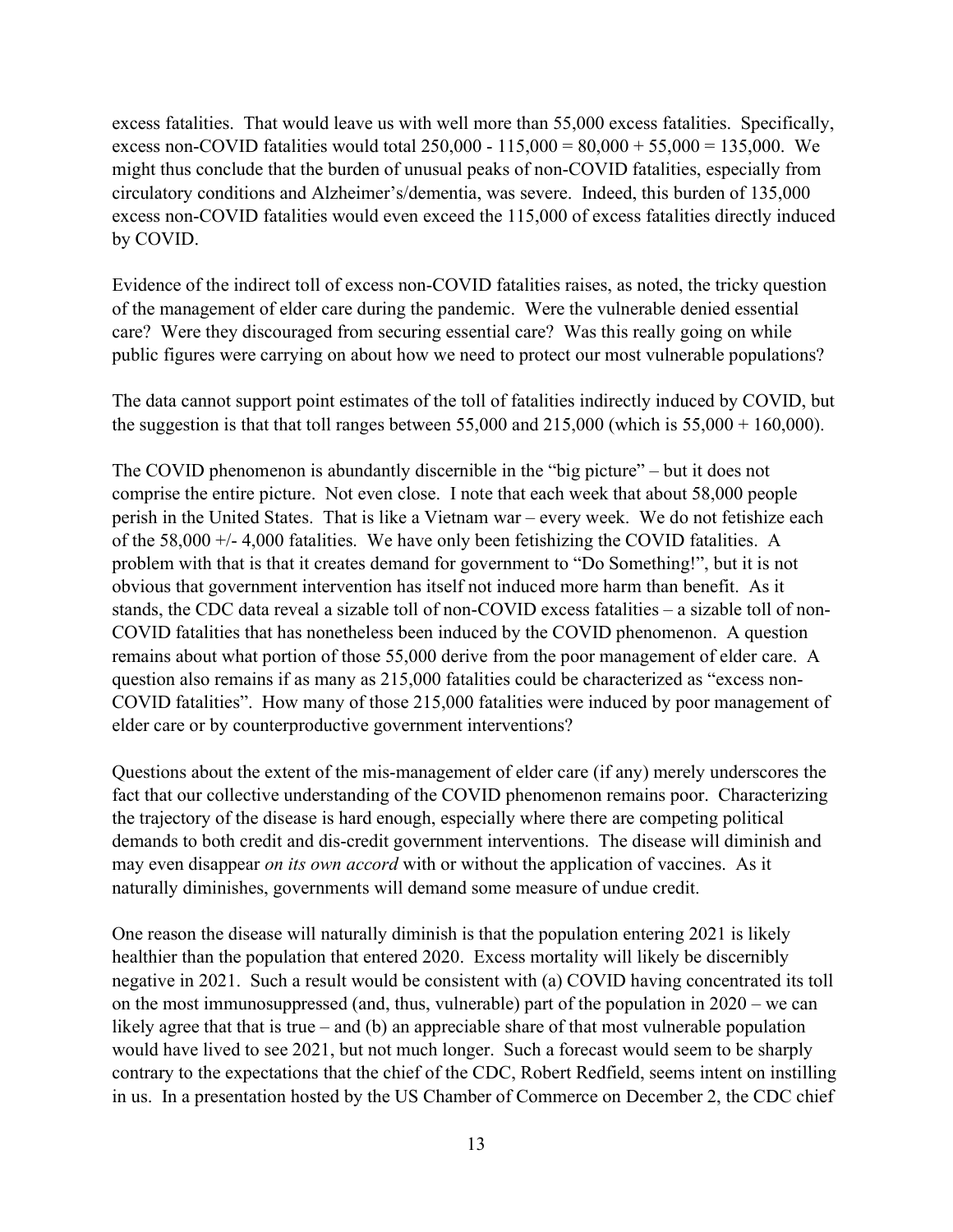excess fatalities. That would leave us with well more than 55,000 excess fatalities. Specifically, excess non-COVID fatalities would total 250,000 - 115,000 = 80,000 + 55,000 = 135,000. We might thus conclude that the burden of unusual peaks of non-COVID fatalities, especially from circulatory conditions and Alzheimer's/dementia, was severe. Indeed, this burden of 135,000 excess non-COVID fatalities would even exceed the 115,000 of excess fatalities directly induced by COVID.

Evidence of the indirect toll of excess non-COVID fatalities raises, as noted, the tricky question of the management of elder care during the pandemic. Were the vulnerable denied essential care? Were they discouraged from securing essential care? Was this really going on while public figures were carrying on about how we need to protect our most vulnerable populations?

The data cannot support point estimates of the toll of fatalities indirectly induced by COVID, but the suggestion is that that toll ranges between 55,000 and 215,000 (which is 55,000 + 160,000).

The COVID phenomenon is abundantly discernible in the "big picture" – but it does not comprise the entire picture. Not even close. I note that each week that about 58,000 people perish in the United States. That is like a Vietnam war – every week. We do not fetishize each of the 58,000 +/- 4,000 fatalities. We have only been fetishizing the COVID fatalities. A problem with that is that it creates demand for government to "Do Something!", but it is not obvious that government intervention has itself not induced more harm than benefit. As it stands, the CDC data reveal a sizable toll of non-COVID excess fatalities – a sizable toll of non-COVID fatalities that has nonetheless been induced by the COVID phenomenon. A question remains about what portion of those 55,000 derive from the poor management of elder care. A question also remains if as many as 215,000 fatalities could be characterized as "excess non-COVID fatalities". How many of those 215,000 fatalities were induced by poor management of elder care or by counterproductive government interventions?

Questions about the extent of the mis-management of elder care (if any) merely underscores the fact that our collective understanding of the COVID phenomenon remains poor. Characterizing the trajectory of the disease is hard enough, especially where there are competing political demands to both credit and dis-credit government interventions. The disease will diminish and may even disappear *on its own accord* with or without the application of vaccines. As it naturally diminishes, governments will demand some measure of undue credit.

One reason the disease will naturally diminish is that the population entering 2021 is likely healthier than the population that entered 2020. Excess mortality will likely be discernibly negative in 2021. Such a result would be consistent with (a) COVID having concentrated its toll on the most immunosuppressed (and, thus, vulnerable) part of the population in 2020 – we can likely agree that that is true – and (b) an appreciable share of that most vulnerable population would have lived to see 2021, but not much longer. Such a forecast would seem to be sharply contrary to the expectations that the chief of the CDC, Robert Redfield, seems intent on instilling in us. In a presentation hosted by the US Chamber of Commerce on December 2, the CDC chief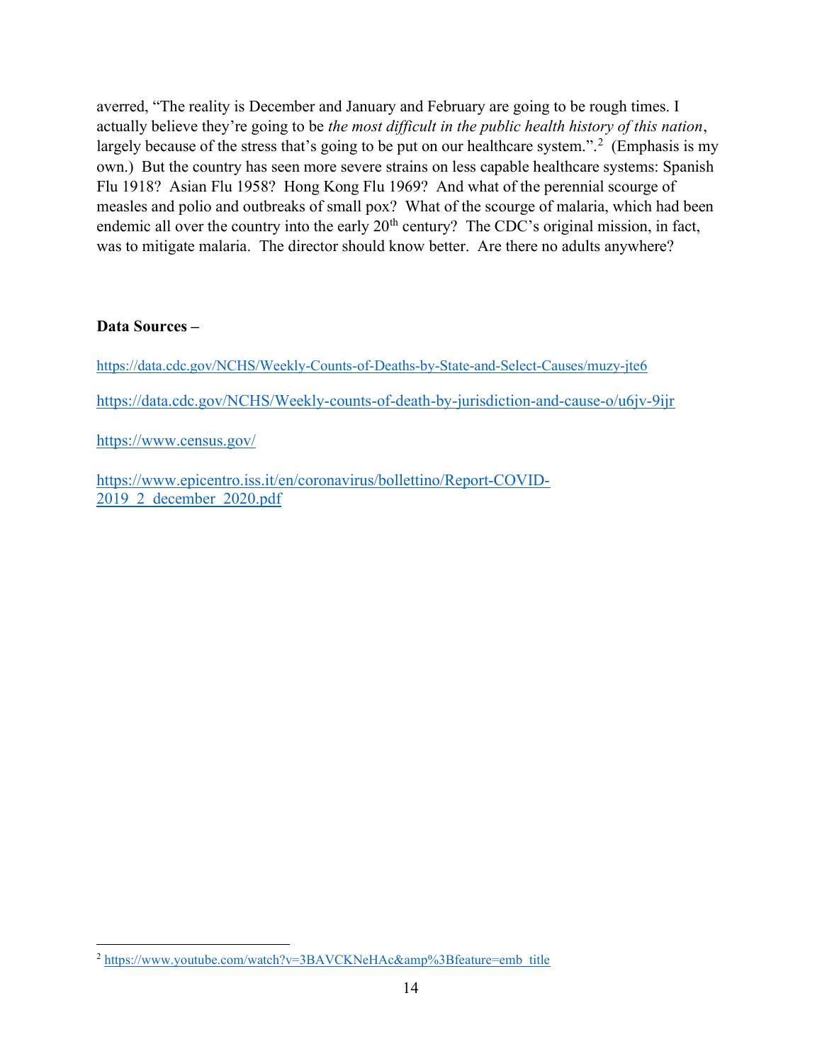averred, “The reality is December and January and February are going to be rough times. I actually believe they’re going to be *the most difficult in the public health history of this nation*, largely because of the stress that’s going to be put on our healthcare system.”.[2] (Emphasis is my own.) But the country has seen more severe strains on less capable healthcare systems: Spanish Flu 1918? Asian Flu 1958? Hong Kong Flu 1969? And what of the perennial scourge of measles and polio and outbreaks of small pox? What of the scourge of malaria, which had been endemic all over the country into the early 20th century? The CDC’s original mission, in fact, was to mitigate malaria. The director should know better. Are there no adults anywhere?

**Data Sources –**

https://data.cdc.gov/NCHS/Weekly-Counts-of-Deaths-by-State-and-Select-Causes/muzy-jte6

https://data.cdc.gov/NCHS/Weekly-counts-of-death-by-jurisdiction-and-cause-o/u6jv-9ijr

https://www.census.gov/

https://www.epicentro.iss.it/en/coronavirus/bollettino/Report-COVID-2019_2_december_2020.pdf

---

[2] https://www.youtube.com/watch?v=3BAVCKNeHAc&amp%3Bfeature=emb_title